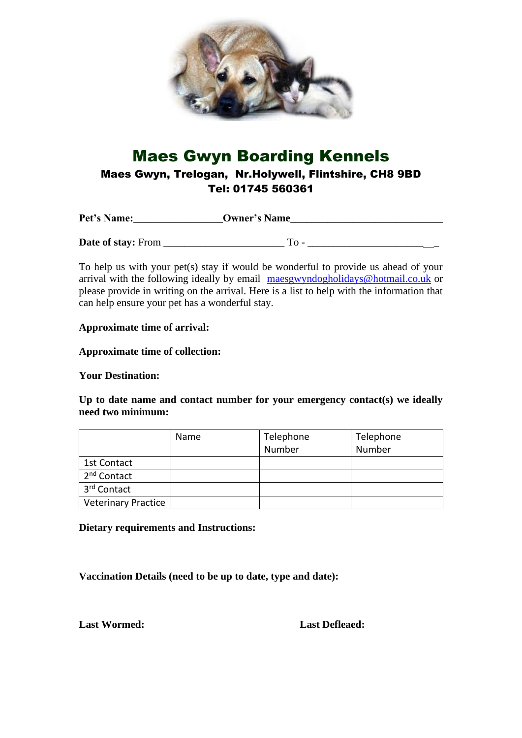# Maes Gwyn Boarding Kennels

### Maes Gwyn, Trelogan, Nr.Holywell, Flintshire, CH8 9BD
### Tel: 01745 560361

**Pet's Name:**________________**Owner's Name**____________________________

**Date of stay:** From ______________________ To - ______________________

To help us with your pet(s) stay if would be wonderful to provide us ahead of your arrival with the following ideally by email maesgwyndogholidays@hotmail.co.uk or please provide in writing on the arrival. Here is a list to help with the information that can help ensure your pet has a wonderful stay.

**Approximate time of arrival:**

**Approximate time of collection:**

**Your Destination:**

**Up to date name and contact number for your emergency contact(s) we ideally need two minimum:**

| | Name | Telephone Number | Telephone Number |
|---|---|---|---|
| 1st Contact | | | |
| 2nd Contact | | | |
| 3rd Contact | | | |
| Veterinary Practice | | | |

**Dietary requirements and Instructions:**

**Vaccination Details (need to be up to date, type and date):**

**Last Wormed:**

**Last Defleaed:**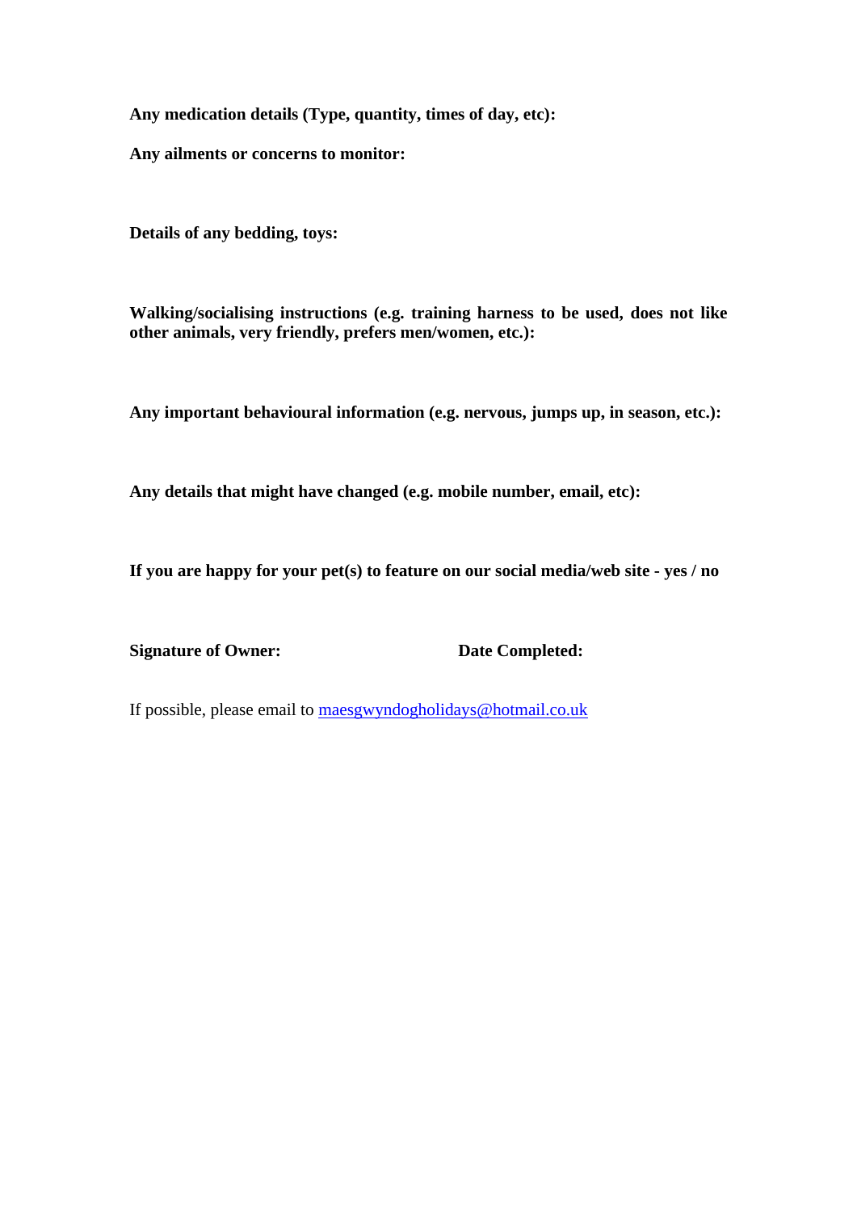**Any medication details (Type, quantity, times of day, etc):**

**Any ailments or concerns to monitor:**

**Details of any bedding, toys:**

**Walking/socialising instructions (e.g. training harness to be used, does not like other animals, very friendly, prefers men/women, etc.):**

**Any important behavioural information (e.g. nervous, jumps up, in season, etc.):**

**Any details that might have changed (e.g. mobile number, email, etc):**

**If you are happy for your pet(s) to feature on our social media/web site - yes / no**

**Signature of Owner:** **Date Completed:**

If possible, please email to maesgwyndogholidays@hotmail.co.uk